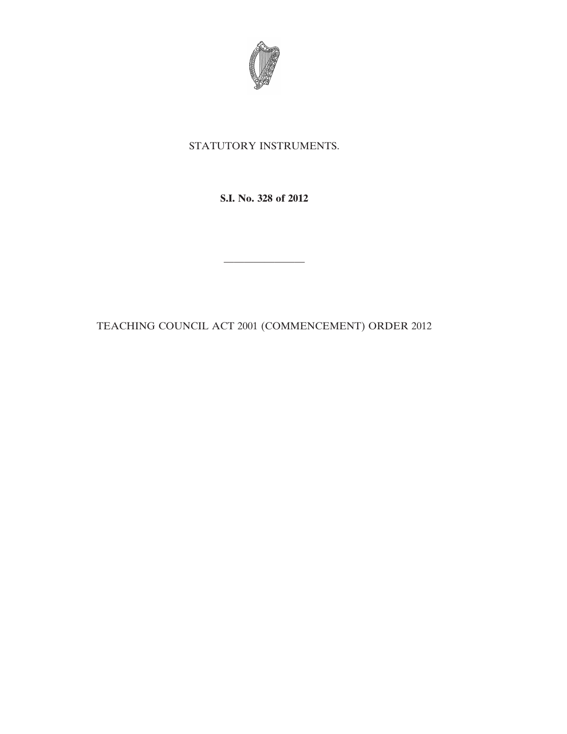STATUTORY INSTRUMENTS.

**S.I. No. 328 of 2012**

---

TEACHING COUNCIL ACT 2001 (COMMENCEMENT) ORDER 2012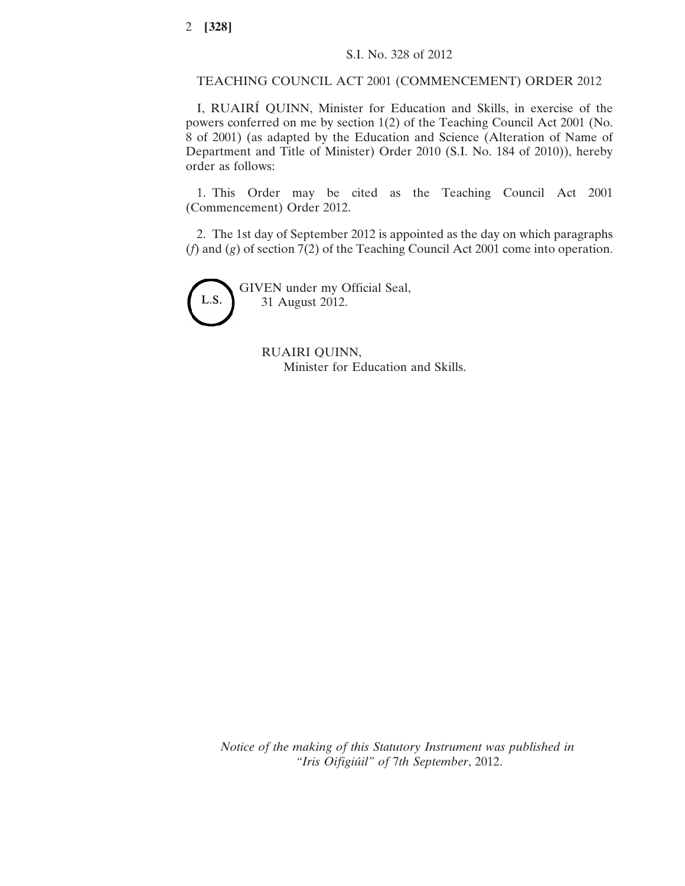S.I. No. 328 of 2012

TEACHING COUNCIL ACT 2001 (COMMENCEMENT) ORDER 2012

I, RUAIRÍ QUINN, Minister for Education and Skills, in exercise of the powers conferred on me by section 1(2) of the Teaching Council Act 2001 (No. 8 of 2001) (as adapted by the Education and Science (Alteration of Name of Department and Title of Minister) Order 2010 (S.I. No. 184 of 2010)), hereby order as follows:

1. This Order may be cited as the Teaching Council Act 2001 (Commencement) Order 2012.

2. The 1st day of September 2012 is appointed as the day on which paragraphs (*f*) and (*g*) of section 7(2) of the Teaching Council Act 2001 come into operation.

L.S.

GIVEN under my Official Seal,
31 August 2012.

RUAIRI QUINN,
Minister for Education and Skills.

*Notice of the making of this Statutory Instrument was published in "Iris Oifigiúil" of* 7*th September*, 2012.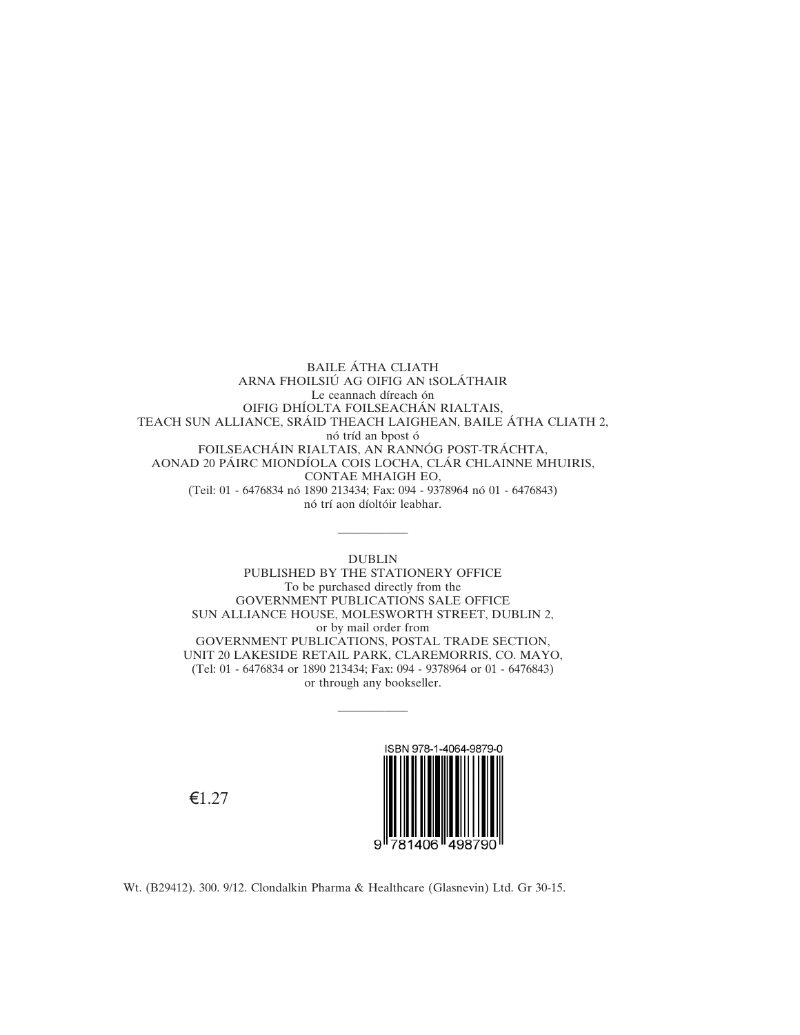BAILE ÁTHA CLIATH
ARNA FHOILSIÚ AG OIFIG AN tSOLÁTHAIR
Le ceannach díreach ón
OIFIG DHÍOLTA FOILSEACHÁN RIALTAIS,
TEACH SUN ALLIANCE, SRÁID THEACH LAIGHEAN, BAILE ÁTHA CLIATH 2,
nó tríd an bpost ó
FOILSEACHÁIN RIALTAIS, AN RANNÓG POST-TRÁCHTA,
AONAD 20 PÁIRC MIONDÍOLA COIS LOCHA, CLÁR CHLAINNE MHUIRIS,
CONTAE MHAIGH EO,
(Teil: 01 - 6476834 nó 1890 213434; Fax: 094 - 9378964 nó 01 - 6476843)
nó trí aon díoltóir leabhar.

---

DUBLIN
PUBLISHED BY THE STATIONERY OFFICE
To be purchased directly from the
GOVERNMENT PUBLICATIONS SALE OFFICE
SUN ALLIANCE HOUSE, MOLESWORTH STREET, DUBLIN 2,
or by mail order from
GOVERNMENT PUBLICATIONS, POSTAL TRADE SECTION,
UNIT 20 LAKESIDE RETAIL PARK, CLAREMORRIS, CO. MAYO,
(Tel: 01 - 6476834 or 1890 213434; Fax: 094 - 9378964 or 01 - 6476843)
or through any bookseller.

---

€1.27

ISBN 978-1-4064-9879-0

9 781406 498790

Wt. (B29412). 300. 9/12. Clondalkin Pharma & Healthcare (Glasnevin) Ltd. Gr 30-15.